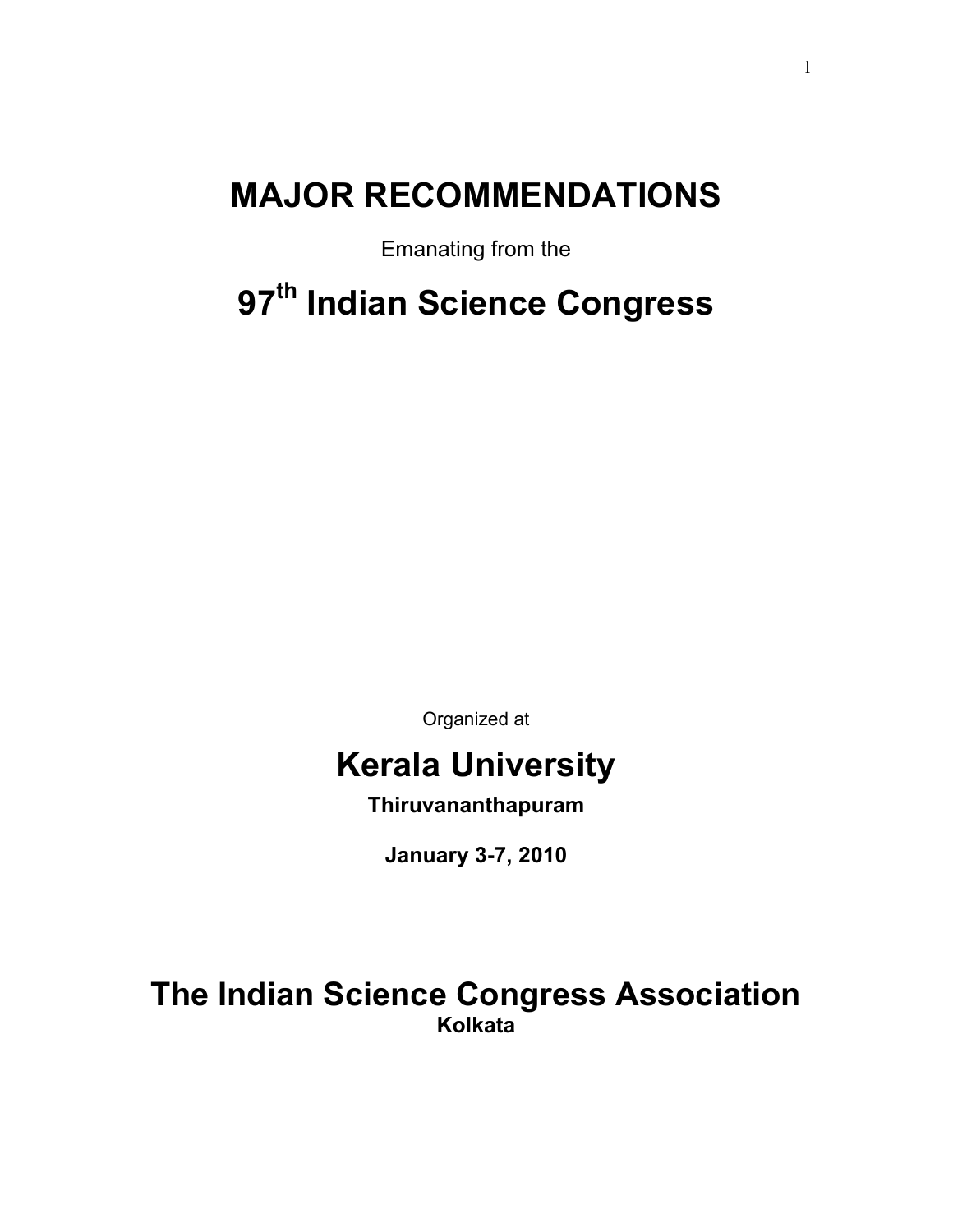# MAJOR RECOMMENDATIONS

Emanating from the

# 97th Indian Science Congress

Organized at

## Kerala University

**Thiruvananthapuram**

**January 3-7, 2010**

# The Indian Science Congress Association

**Kolkata**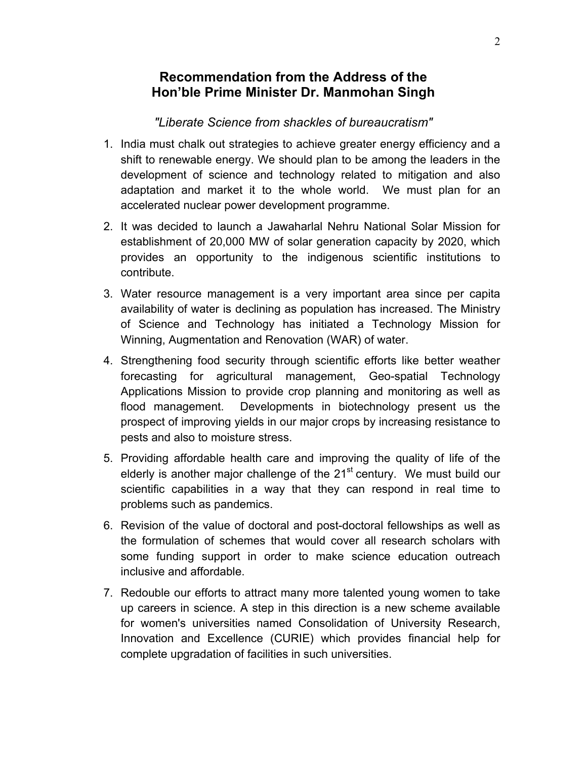## Recommendation from the Address of the Hon'ble Prime Minister Dr. Manmohan Singh

*"Liberate Science from shackles of bureaucratism"*

1. India must chalk out strategies to achieve greater energy efficiency and a shift to renewable energy. We should plan to be among the leaders in the development of science and technology related to mitigation and also adaptation and market it to the whole world. We must plan for an accelerated nuclear power development programme.
2. It was decided to launch a Jawaharlal Nehru National Solar Mission for establishment of 20,000 MW of solar generation capacity by 2020, which provides an opportunity to the indigenous scientific institutions to contribute.
3. Water resource management is a very important area since per capita availability of water is declining as population has increased. The Ministry of Science and Technology has initiated a Technology Mission for Winning, Augmentation and Renovation (WAR) of water.
4. Strengthening food security through scientific efforts like better weather forecasting for agricultural management, Geo-spatial Technology Applications Mission to provide crop planning and monitoring as well as flood management. Developments in biotechnology present us the prospect of improving yields in our major crops by increasing resistance to pests and also to moisture stress.
5. Providing affordable health care and improving the quality of life of the elderly is another major challenge of the 21st century. We must build our scientific capabilities in a way that they can respond in real time to problems such as pandemics.
6. Revision of the value of doctoral and post-doctoral fellowships as well as the formulation of schemes that would cover all research scholars with some funding support in order to make science education outreach inclusive and affordable.
7. Redouble our efforts to attract many more talented young women to take up careers in science. A step in this direction is a new scheme available for women's universities named Consolidation of University Research, Innovation and Excellence (CURIE) which provides financial help for complete upgradation of facilities in such universities.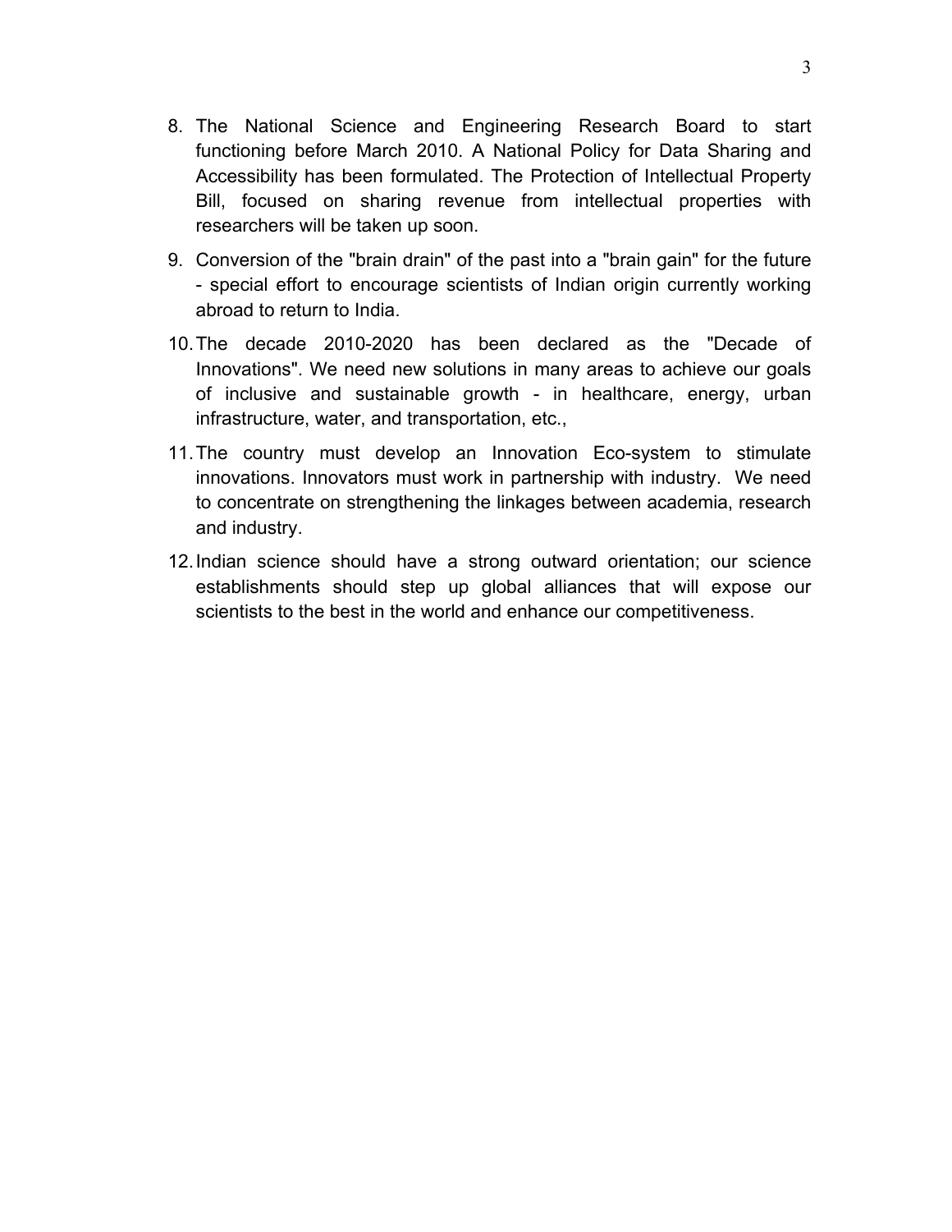8. The National Science and Engineering Research Board to start functioning before March 2010. A National Policy for Data Sharing and Accessibility has been formulated. The Protection of Intellectual Property Bill, focused on sharing revenue from intellectual properties with researchers will be taken up soon.

9. Conversion of the "brain drain" of the past into a "brain gain" for the future - special effort to encourage scientists of Indian origin currently working abroad to return to India.

10. The decade 2010-2020 has been declared as the "Decade of Innovations". We need new solutions in many areas to achieve our goals of inclusive and sustainable growth - in healthcare, energy, urban infrastructure, water, and transportation, etc.,

11. The country must develop an Innovation Eco-system to stimulate innovations. Innovators must work in partnership with industry. We need to concentrate on strengthening the linkages between academia, research and industry.

12. Indian science should have a strong outward orientation; our science establishments should step up global alliances that will expose our scientists to the best in the world and enhance our competitiveness.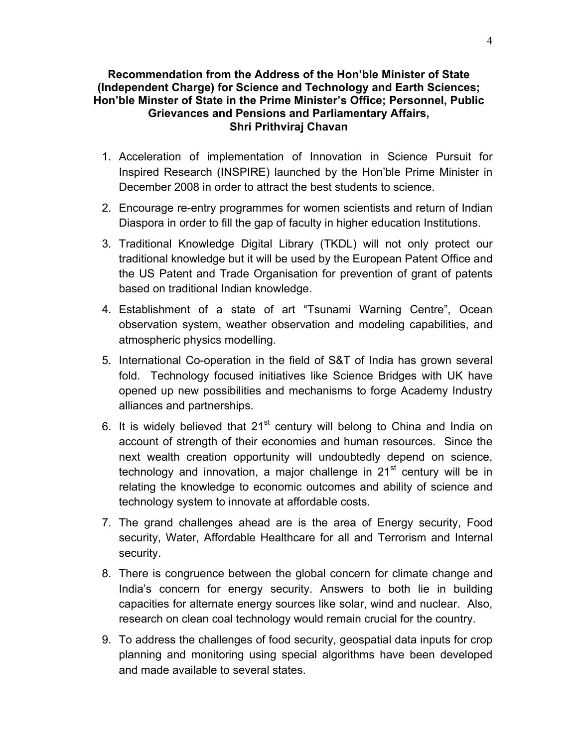**Recommendation from the Address of the Hon'ble Minister of State (Independent Charge) for Science and Technology and Earth Sciences; Hon'ble Minster of State in the Prime Minister's Office; Personnel, Public Grievances and Pensions and Parliamentary Affairs, Shri Prithviraj Chavan**

1. Acceleration of implementation of Innovation in Science Pursuit for Inspired Research (INSPIRE) launched by the Hon'ble Prime Minister in December 2008 in order to attract the best students to science.
2. Encourage re-entry programmes for women scientists and return of Indian Diaspora in order to fill the gap of faculty in higher education Institutions.
3. Traditional Knowledge Digital Library (TKDL) will not only protect our traditional knowledge but it will be used by the European Patent Office and the US Patent and Trade Organisation for prevention of grant of patents based on traditional Indian knowledge.
4. Establishment of a state of art "Tsunami Warning Centre", Ocean observation system, weather observation and modeling capabilities, and atmospheric physics modelling.
5. International Co-operation in the field of S&T of India has grown several fold. Technology focused initiatives like Science Bridges with UK have opened up new possibilities and mechanisms to forge Academy Industry alliances and partnerships.
6. It is widely believed that 21st century will belong to China and India on account of strength of their economies and human resources. Since the next wealth creation opportunity will undoubtedly depend on science, technology and innovation, a major challenge in 21st century will be in relating the knowledge to economic outcomes and ability of science and technology system to innovate at affordable costs.
7. The grand challenges ahead are is the area of Energy security, Food security, Water, Affordable Healthcare for all and Terrorism and Internal security.
8. There is congruence between the global concern for climate change and India's concern for energy security. Answers to both lie in building capacities for alternate energy sources like solar, wind and nuclear. Also, research on clean coal technology would remain crucial for the country.
9. To address the challenges of food security, geospatial data inputs for crop planning and monitoring using special algorithms have been developed and made available to several states.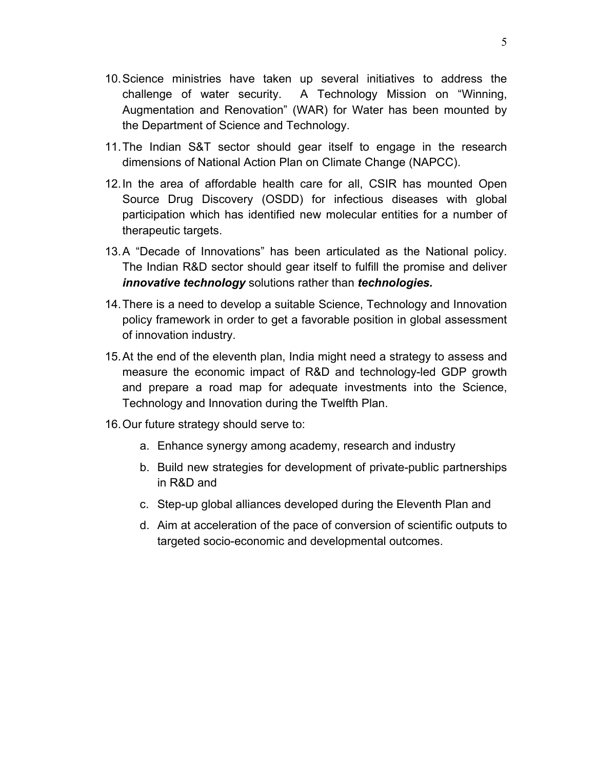10. Science ministries have taken up several initiatives to address the challenge of water security. A Technology Mission on "Winning, Augmentation and Renovation" (WAR) for Water has been mounted by the Department of Science and Technology.

11. The Indian S&T sector should gear itself to engage in the research dimensions of National Action Plan on Climate Change (NAPCC).

12. In the area of affordable health care for all, CSIR has mounted Open Source Drug Discovery (OSDD) for infectious diseases with global participation which has identified new molecular entities for a number of therapeutic targets.

13. A "Decade of Innovations" has been articulated as the National policy. The Indian R&D sector should gear itself to fulfill the promise and deliver ***innovative technology*** solutions rather than ***technologies.***

14. There is a need to develop a suitable Science, Technology and Innovation policy framework in order to get a favorable position in global assessment of innovation industry.

15. At the end of the eleventh plan, India might need a strategy to assess and measure the economic impact of R&D and technology-led GDP growth and prepare a road map for adequate investments into the Science, Technology and Innovation during the Twelfth Plan.

16. Our future strategy should serve to:

    a. Enhance synergy among academy, research and industry

    b. Build new strategies for development of private-public partnerships in R&D and

    c. Step-up global alliances developed during the Eleventh Plan and

    d. Aim at acceleration of the pace of conversion of scientific outputs to targeted socio-economic and developmental outcomes.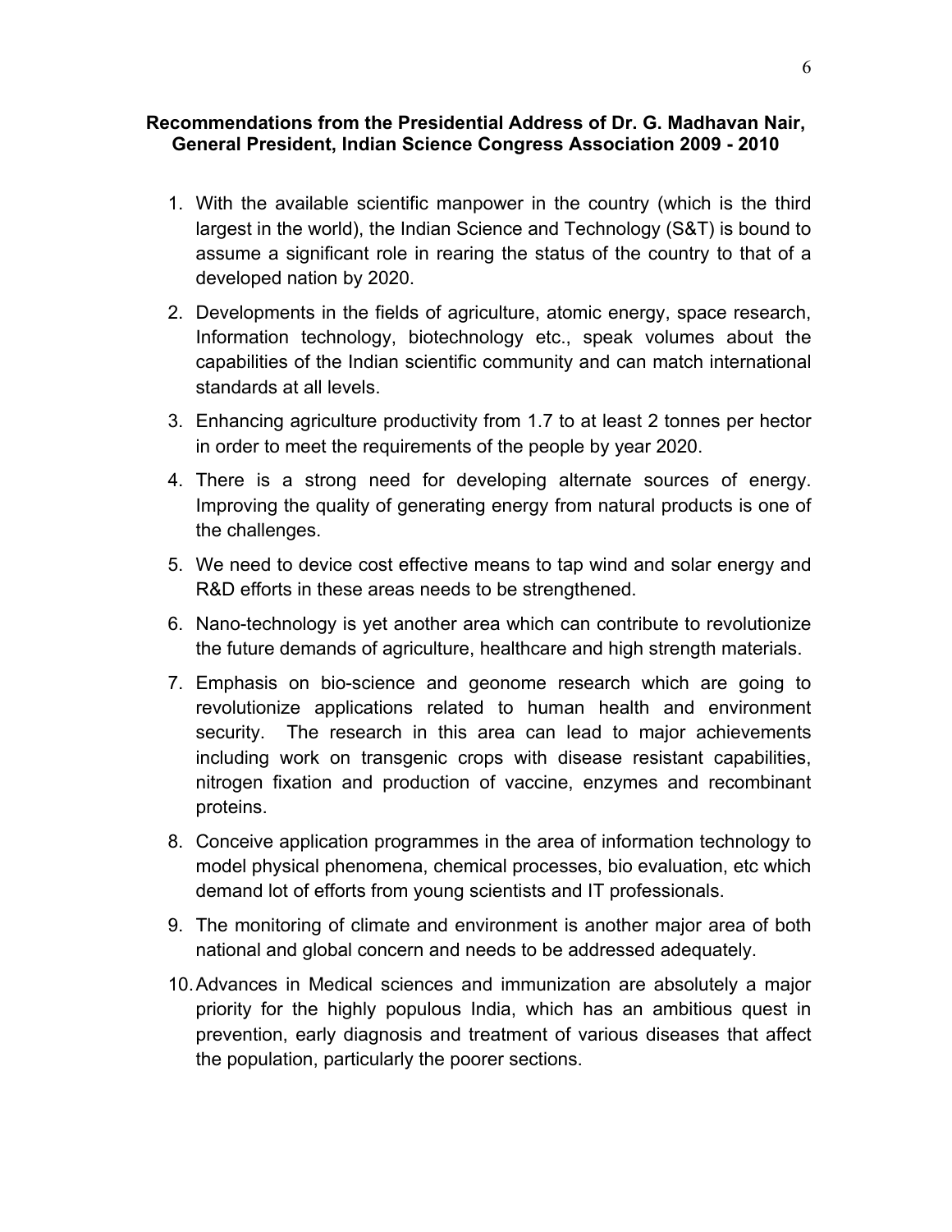**Recommendations from the Presidential Address of Dr. G. Madhavan Nair, General President, Indian Science Congress Association 2009 - 2010**

1. With the available scientific manpower in the country (which is the third largest in the world), the Indian Science and Technology (S&T) is bound to assume a significant role in rearing the status of the country to that of a developed nation by 2020.
2. Developments in the fields of agriculture, atomic energy, space research, Information technology, biotechnology etc., speak volumes about the capabilities of the Indian scientific community and can match international standards at all levels.
3. Enhancing agriculture productivity from 1.7 to at least 2 tonnes per hector in order to meet the requirements of the people by year 2020.
4. There is a strong need for developing alternate sources of energy. Improving the quality of generating energy from natural products is one of the challenges.
5. We need to device cost effective means to tap wind and solar energy and R&D efforts in these areas needs to be strengthened.
6. Nano-technology is yet another area which can contribute to revolutionize the future demands of agriculture, healthcare and high strength materials.
7. Emphasis on bio-science and geonome research which are going to revolutionize applications related to human health and environment security. The research in this area can lead to major achievements including work on transgenic crops with disease resistant capabilities, nitrogen fixation and production of vaccine, enzymes and recombinant proteins.
8. Conceive application programmes in the area of information technology to model physical phenomena, chemical processes, bio evaluation, etc which demand lot of efforts from young scientists and IT professionals.
9. The monitoring of climate and environment is another major area of both national and global concern and needs to be addressed adequately.
10. Advances in Medical sciences and immunization are absolutely a major priority for the highly populous India, which has an ambitious quest in prevention, early diagnosis and treatment of various diseases that affect the population, particularly the poorer sections.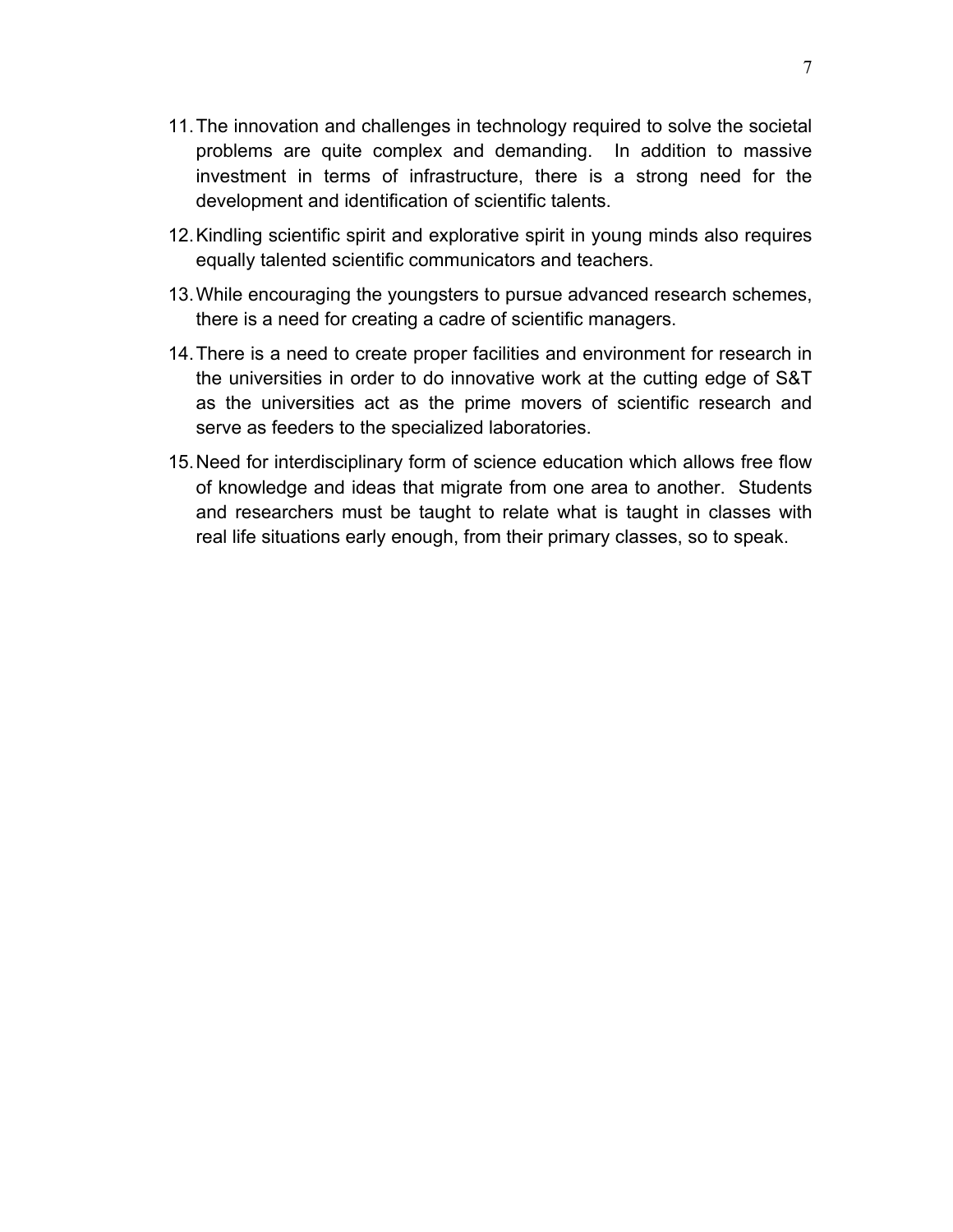11. The innovation and challenges in technology required to solve the societal problems are quite complex and demanding. In addition to massive investment in terms of infrastructure, there is a strong need for the development and identification of scientific talents.
12. Kindling scientific spirit and explorative spirit in young minds also requires equally talented scientific communicators and teachers.
13. While encouraging the youngsters to pursue advanced research schemes, there is a need for creating a cadre of scientific managers.
14. There is a need to create proper facilities and environment for research in the universities in order to do innovative work at the cutting edge of S&T as the universities act as the prime movers of scientific research and serve as feeders to the specialized laboratories.
15. Need for interdisciplinary form of science education which allows free flow of knowledge and ideas that migrate from one area to another. Students and researchers must be taught to relate what is taught in classes with real life situations early enough, from their primary classes, so to speak.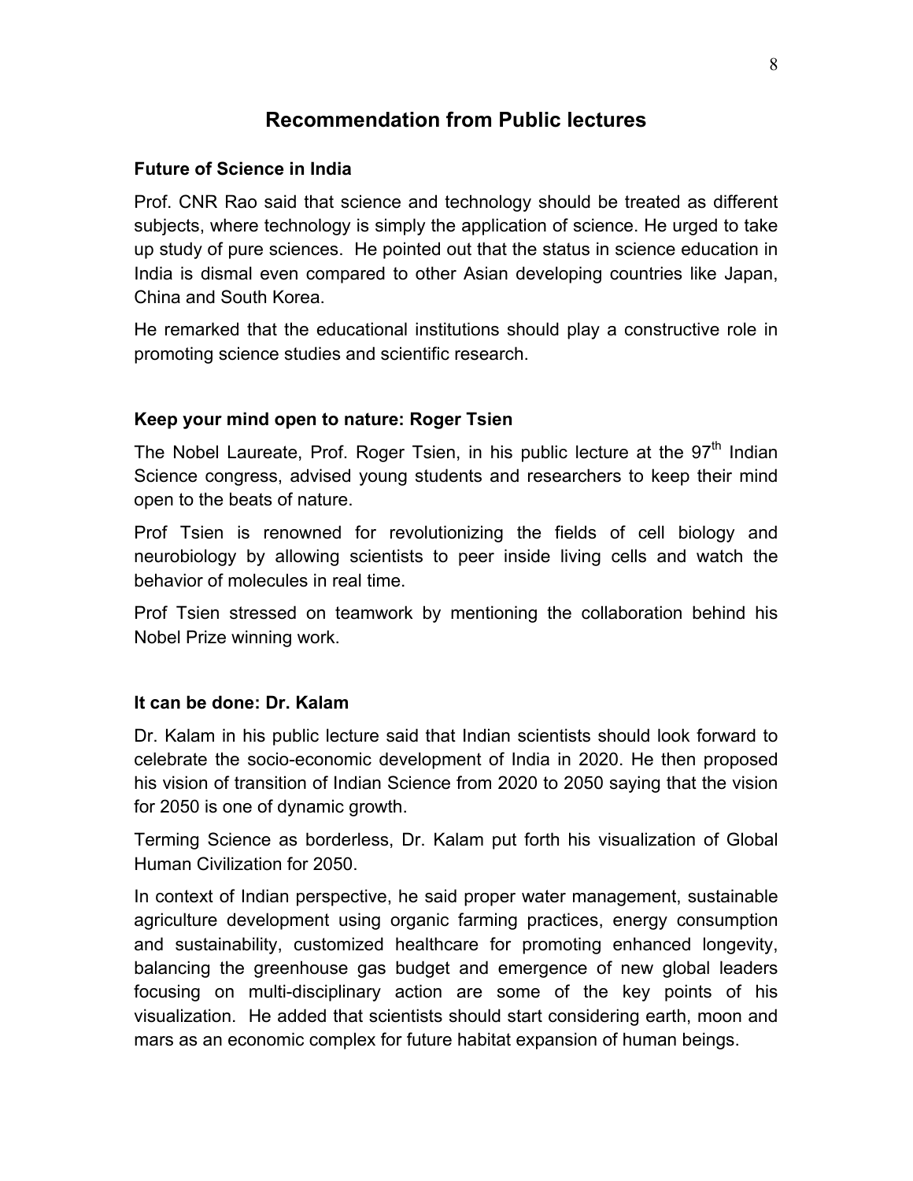# Recommendation from Public lectures

### Future of Science in India

Prof. CNR Rao said that science and technology should be treated as different subjects, where technology is simply the application of science. He urged to take up study of pure sciences. He pointed out that the status in science education in India is dismal even compared to other Asian developing countries like Japan, China and South Korea.

He remarked that the educational institutions should play a constructive role in promoting science studies and scientific research.

### Keep your mind open to nature: Roger Tsien

The Nobel Laureate, Prof. Roger Tsien, in his public lecture at the 97th Indian Science congress, advised young students and researchers to keep their mind open to the beats of nature.

Prof Tsien is renowned for revolutionizing the fields of cell biology and neurobiology by allowing scientists to peer inside living cells and watch the behavior of molecules in real time.

Prof Tsien stressed on teamwork by mentioning the collaboration behind his Nobel Prize winning work.

### It can be done: Dr. Kalam

Dr. Kalam in his public lecture said that Indian scientists should look forward to celebrate the socio-economic development of India in 2020. He then proposed his vision of transition of Indian Science from 2020 to 2050 saying that the vision for 2050 is one of dynamic growth.

Terming Science as borderless, Dr. Kalam put forth his visualization of Global Human Civilization for 2050.

In context of Indian perspective, he said proper water management, sustainable agriculture development using organic farming practices, energy consumption and sustainability, customized healthcare for promoting enhanced longevity, balancing the greenhouse gas budget and emergence of new global leaders focusing on multi-disciplinary action are some of the key points of his visualization. He added that scientists should start considering earth, moon and mars as an economic complex for future habitat expansion of human beings.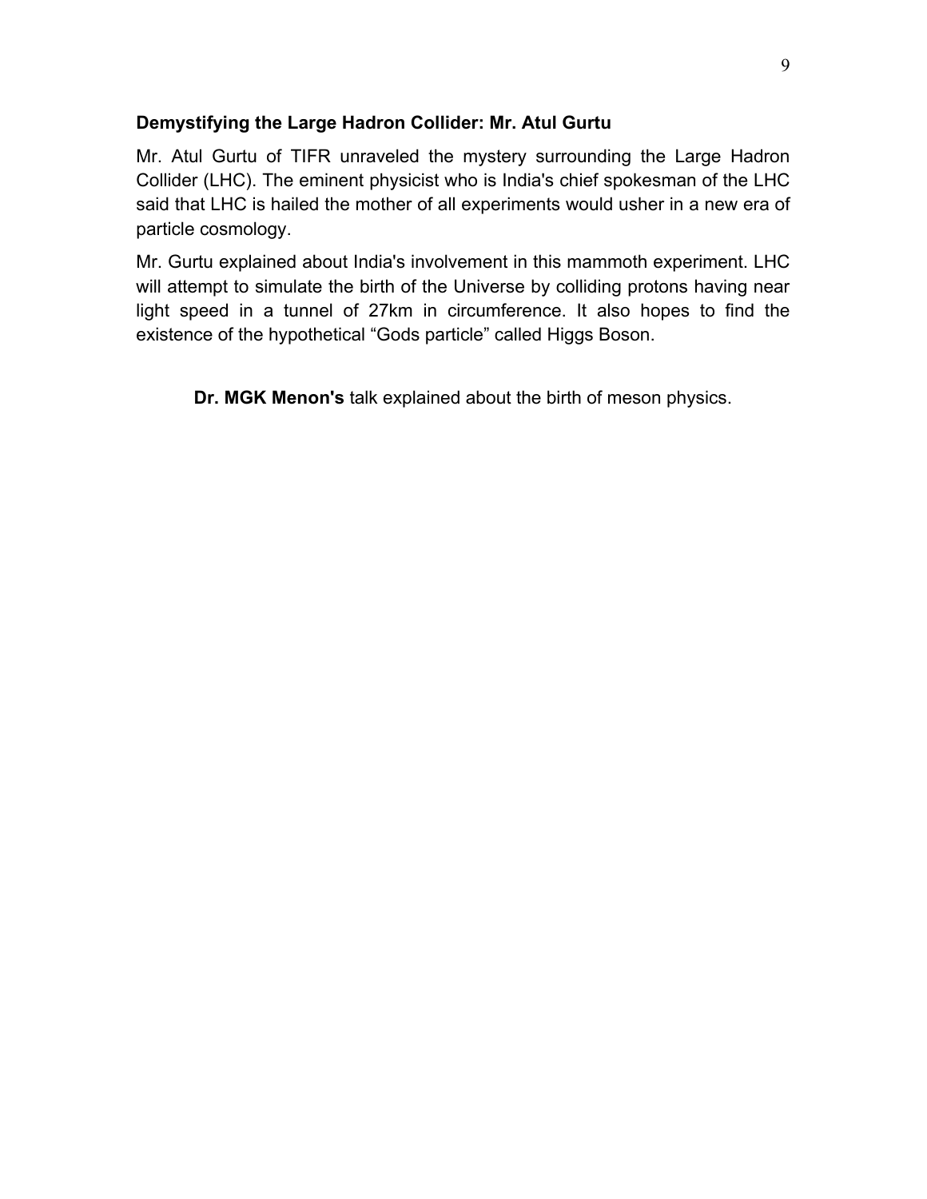**Demystifying the Large Hadron Collider: Mr. Atul Gurtu**

Mr. Atul Gurtu of TIFR unraveled the mystery surrounding the Large Hadron Collider (LHC). The eminent physicist who is India's chief spokesman of the LHC said that LHC is hailed the mother of all experiments would usher in a new era of particle cosmology.

Mr. Gurtu explained about India's involvement in this mammoth experiment. LHC will attempt to simulate the birth of the Universe by colliding protons having near light speed in a tunnel of 27km in circumference. It also hopes to find the existence of the hypothetical "Gods particle" called Higgs Boson.

**Dr. MGK Menon's** talk explained about the birth of meson physics.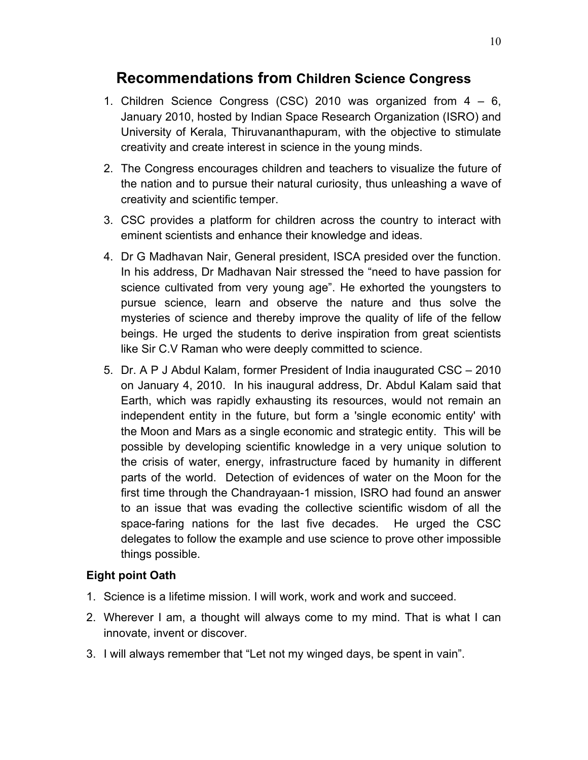## Recommendations from Children Science Congress

1. Children Science Congress (CSC) 2010 was organized from 4 – 6, January 2010, hosted by Indian Space Research Organization (ISRO) and University of Kerala, Thiruvananthapuram, with the objective to stimulate creativity and create interest in science in the young minds.
2. The Congress encourages children and teachers to visualize the future of the nation and to pursue their natural curiosity, thus unleashing a wave of creativity and scientific temper.
3. CSC provides a platform for children across the country to interact with eminent scientists and enhance their knowledge and ideas.
4. Dr G Madhavan Nair, General president, ISCA presided over the function. In his address, Dr Madhavan Nair stressed the "need to have passion for science cultivated from very young age". He exhorted the youngsters to pursue science, learn and observe the nature and thus solve the mysteries of science and thereby improve the quality of life of the fellow beings. He urged the students to derive inspiration from great scientists like Sir C.V Raman who were deeply committed to science.
5. Dr. A P J Abdul Kalam, former President of India inaugurated CSC – 2010 on January 4, 2010. In his inaugural address, Dr. Abdul Kalam said that Earth, which was rapidly exhausting its resources, would not remain an independent entity in the future, but form a 'single economic entity' with the Moon and Mars as a single economic and strategic entity. This will be possible by developing scientific knowledge in a very unique solution to the crisis of water, energy, infrastructure faced by humanity in different parts of the world. Detection of evidences of water on the Moon for the first time through the Chandrayaan-1 mission, ISRO had found an answer to an issue that was evading the collective scientific wisdom of all the space-faring nations for the last five decades. He urged the CSC delegates to follow the example and use science to prove other impossible things possible.

**Eight point Oath**

1. Science is a lifetime mission. I will work, work and work and succeed.
2. Wherever I am, a thought will always come to my mind. That is what I can innovate, invent or discover.
3. I will always remember that "Let not my winged days, be spent in vain".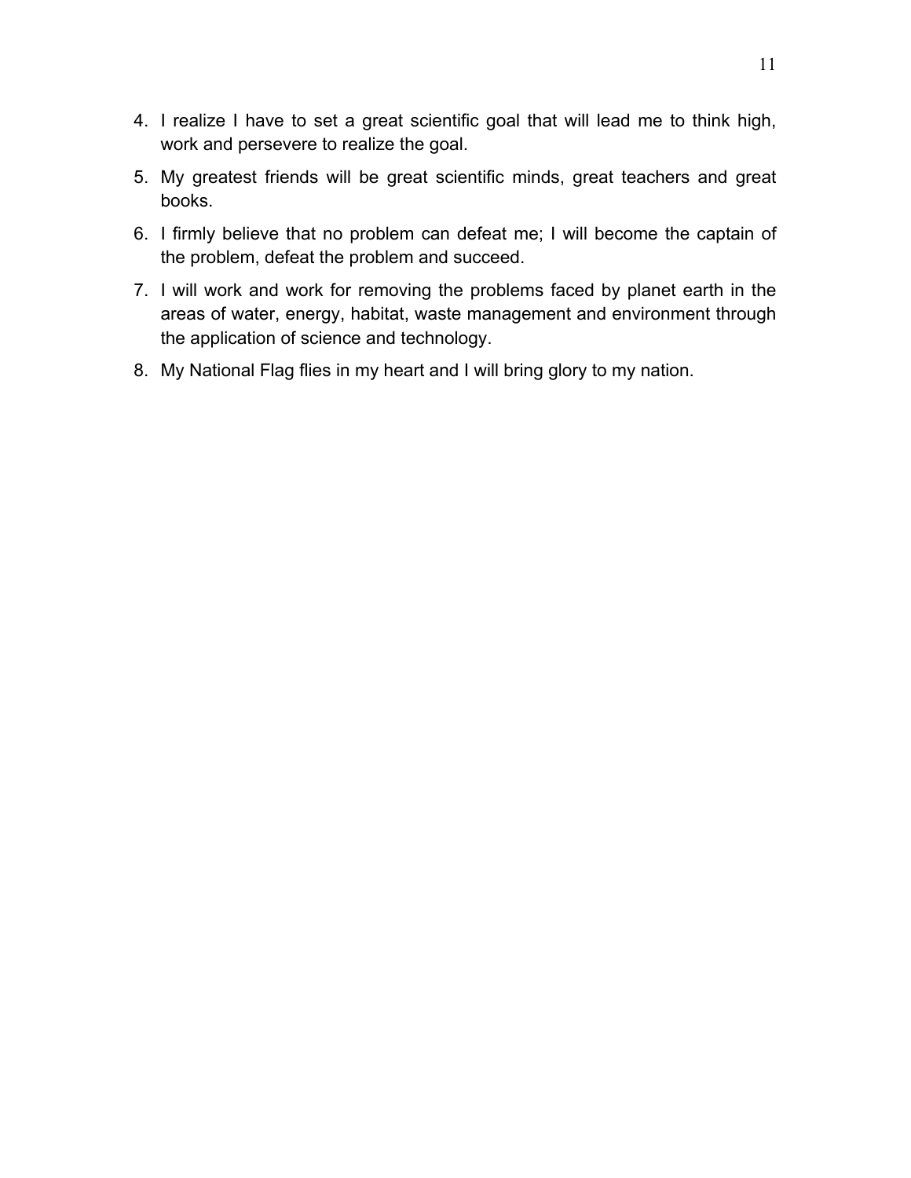4. I realize I have to set a great scientific goal that will lead me to think high, work and persevere to realize the goal.
5. My greatest friends will be great scientific minds, great teachers and great books.
6. I firmly believe that no problem can defeat me; I will become the captain of the problem, defeat the problem and succeed.
7. I will work and work for removing the problems faced by planet earth in the areas of water, energy, habitat, waste management and environment through the application of science and technology.
8. My National Flag flies in my heart and I will bring glory to my nation.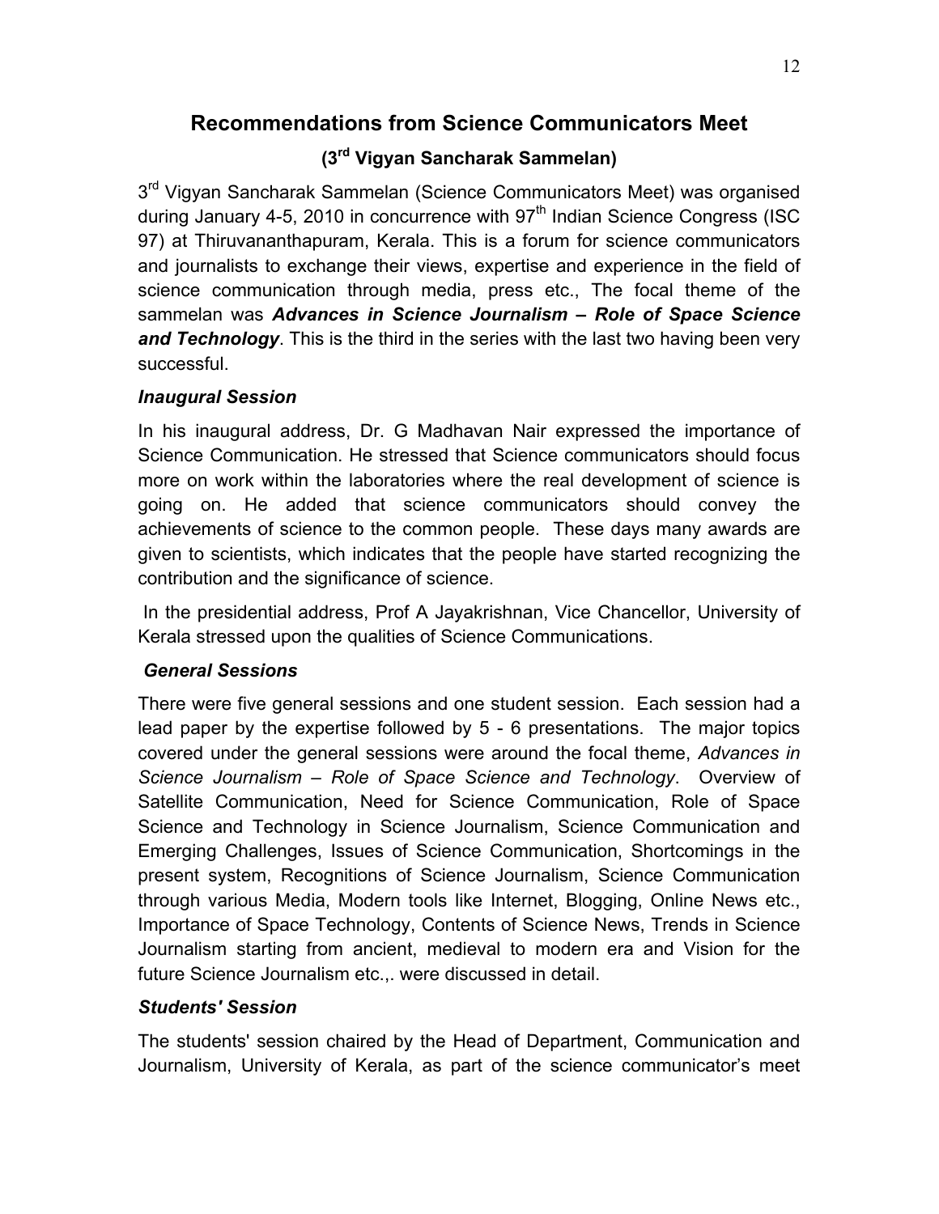## Recommendations from Science Communicators Meet

### (3rd Vigyan Sancharak Sammelan)

3rd Vigyan Sancharak Sammelan (Science Communicators Meet) was organised during January 4-5, 2010 in concurrence with 97th Indian Science Congress (ISC 97) at Thiruvananthapuram, Kerala. This is a forum for science communicators and journalists to exchange their views, expertise and experience in the field of science communication through media, press etc., The focal theme of the sammelan was ***Advances in Science Journalism – Role of Space Science and Technology***. This is the third in the series with the last two having been very successful.

### *Inaugural Session*

In his inaugural address, Dr. G Madhavan Nair expressed the importance of Science Communication. He stressed that Science communicators should focus more on work within the laboratories where the real development of science is going on. He added that science communicators should convey the achievements of science to the common people. These days many awards are given to scientists, which indicates that the people have started recognizing the contribution and the significance of science.

In the presidential address, Prof A Jayakrishnan, Vice Chancellor, University of Kerala stressed upon the qualities of Science Communications.

### *General Sessions*

There were five general sessions and one student session. Each session had a lead paper by the expertise followed by 5 - 6 presentations. The major topics covered under the general sessions were around the focal theme, *Advances in Science Journalism – Role of Space Science and Technology*. Overview of Satellite Communication, Need for Science Communication, Role of Space Science and Technology in Science Journalism, Science Communication and Emerging Challenges, Issues of Science Communication, Shortcomings in the present system, Recognitions of Science Journalism, Science Communication through various Media, Modern tools like Internet, Blogging, Online News etc., Importance of Space Technology, Contents of Science News, Trends in Science Journalism starting from ancient, medieval to modern era and Vision for the future Science Journalism etc.,. were discussed in detail.

### *Students' Session*

The students' session chaired by the Head of Department, Communication and Journalism, University of Kerala, as part of the science communicator's meet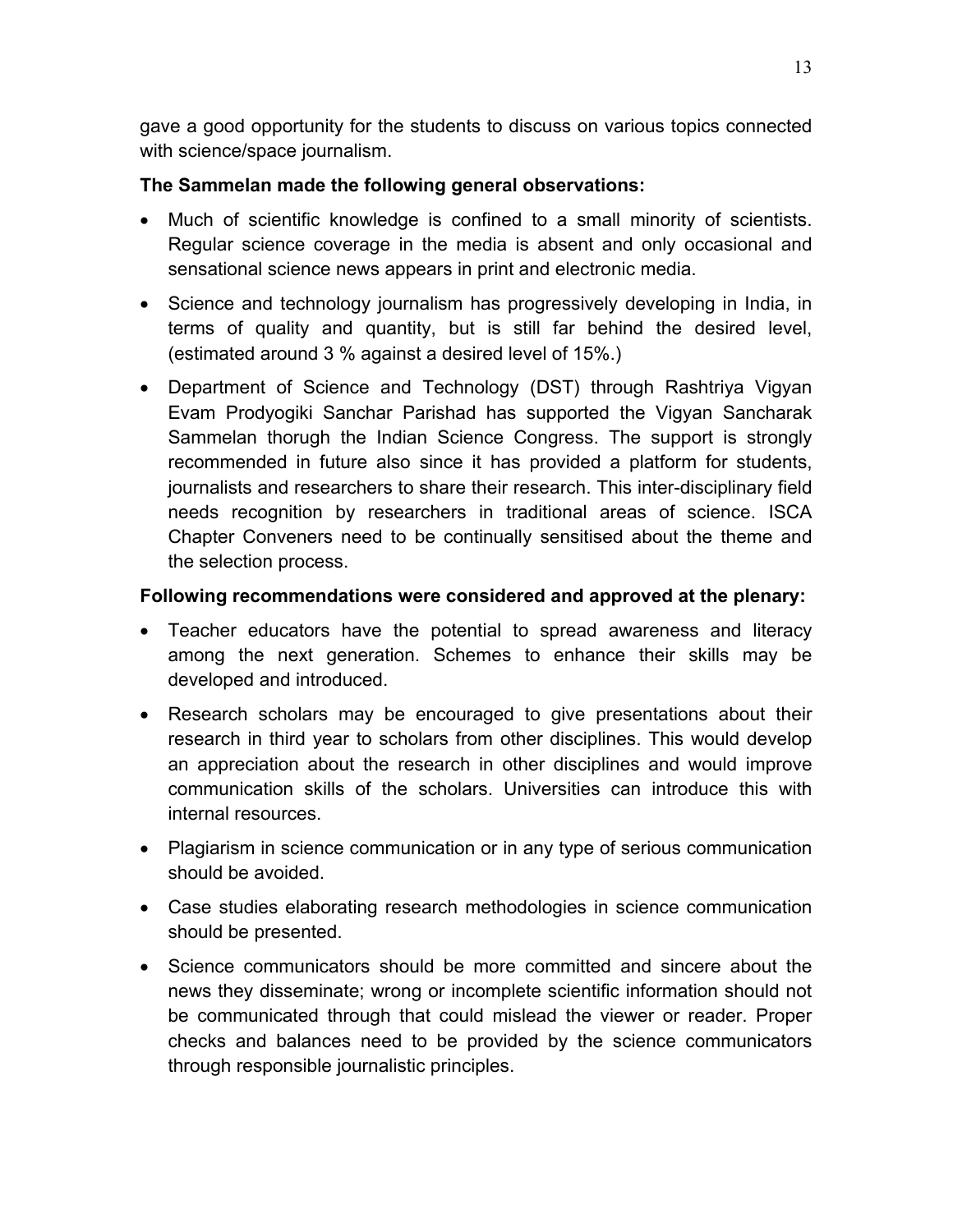gave a good opportunity for the students to discuss on various topics connected with science/space journalism.

**The Sammelan made the following general observations:**

- Much of scientific knowledge is confined to a small minority of scientists. Regular science coverage in the media is absent and only occasional and sensational science news appears in print and electronic media.
- Science and technology journalism has progressively developing in India, in terms of quality and quantity, but is still far behind the desired level, (estimated around 3 % against a desired level of 15%.)
- Department of Science and Technology (DST) through Rashtriya Vigyan Evam Prodyogiki Sanchar Parishad has supported the Vigyan Sancharak Sammelan thorugh the Indian Science Congress. The support is strongly recommended in future also since it has provided a platform for students, journalists and researchers to share their research. This inter-disciplinary field needs recognition by researchers in traditional areas of science. ISCA Chapter Conveners need to be continually sensitised about the theme and the selection process.

**Following recommendations were considered and approved at the plenary:**

- Teacher educators have the potential to spread awareness and literacy among the next generation. Schemes to enhance their skills may be developed and introduced.
- Research scholars may be encouraged to give presentations about their research in third year to scholars from other disciplines. This would develop an appreciation about the research in other disciplines and would improve communication skills of the scholars. Universities can introduce this with internal resources.
- Plagiarism in science communication or in any type of serious communication should be avoided.
- Case studies elaborating research methodologies in science communication should be presented.
- Science communicators should be more committed and sincere about the news they disseminate; wrong or incomplete scientific information should not be communicated through that could mislead the viewer or reader. Proper checks and balances need to be provided by the science communicators through responsible journalistic principles.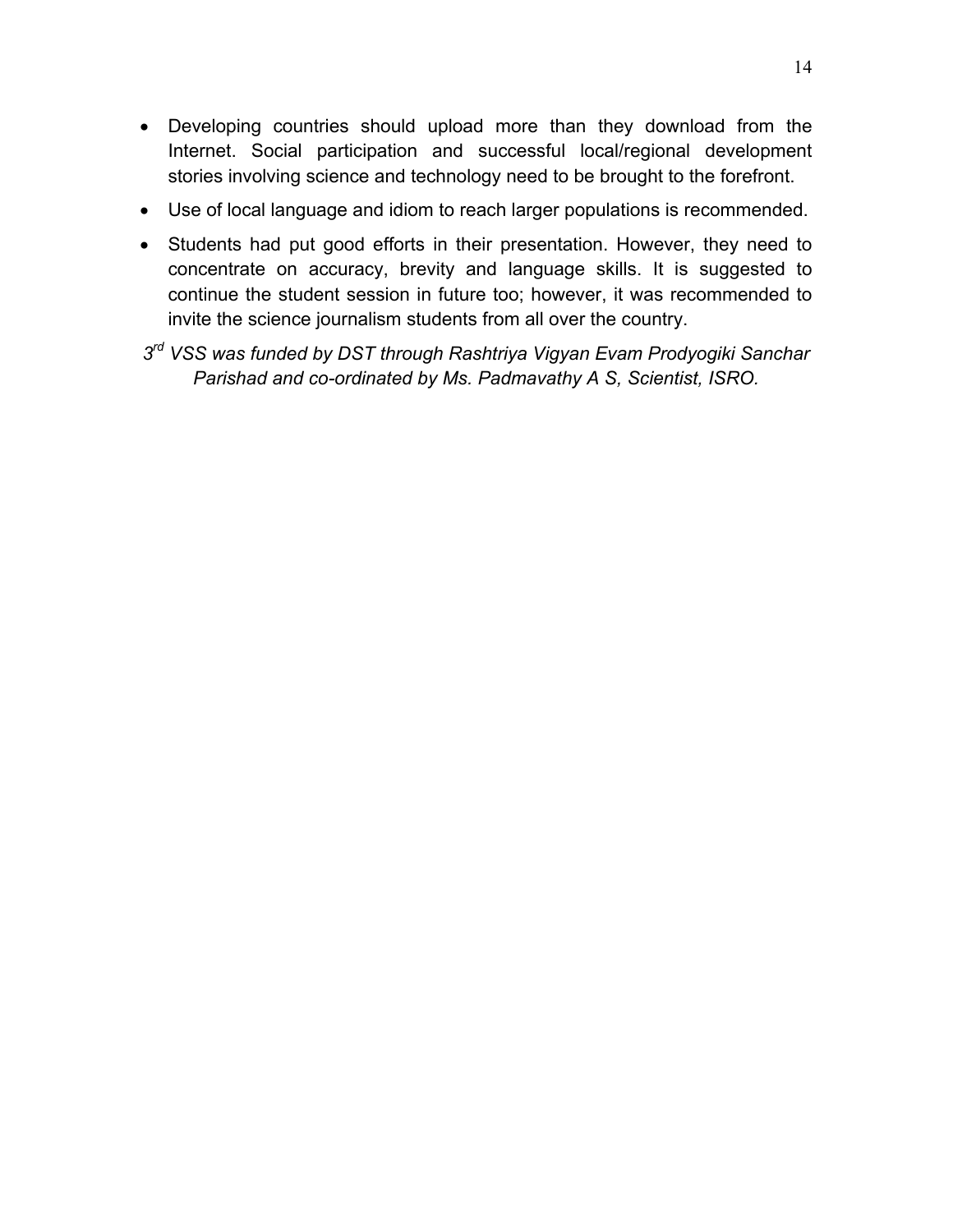- Developing countries should upload more than they download from the Internet. Social participation and successful local/regional development stories involving science and technology need to be brought to the forefront.
- Use of local language and idiom to reach larger populations is recommended.
- Students had put good efforts in their presentation. However, they need to concentrate on accuracy, brevity and language skills. It is suggested to continue the student session in future too; however, it was recommended to invite the science journalism students from all over the country.

*3rd VSS was funded by DST through Rashtriya Vigyan Evam Prodyogiki Sanchar Parishad and co-ordinated by Ms. Padmavathy A S, Scientist, ISRO.*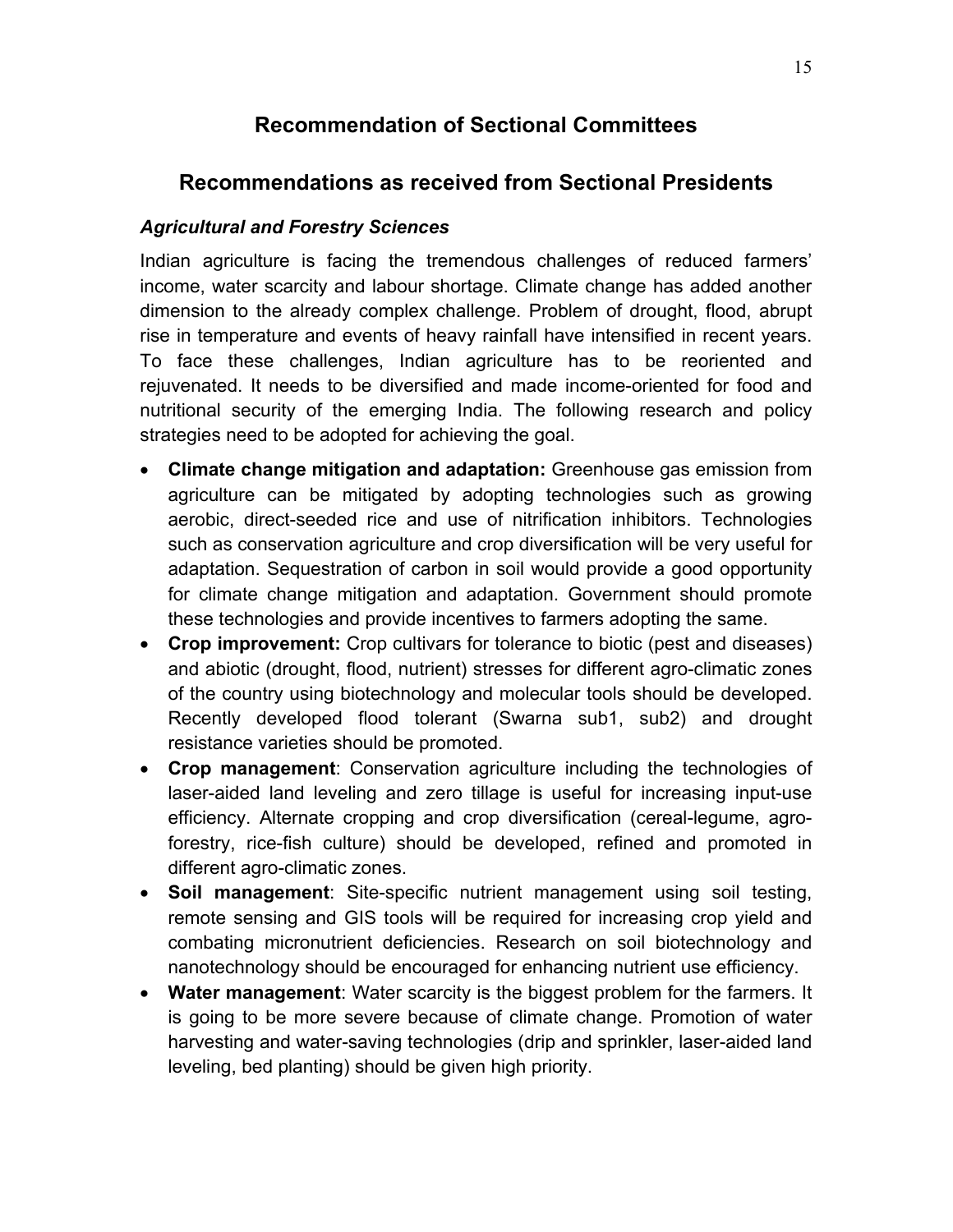# Recommendation of Sectional Committees

## Recommendations as received from Sectional Presidents

### *Agricultural and Forestry Sciences*

Indian agriculture is facing the tremendous challenges of reduced farmers' income, water scarcity and labour shortage. Climate change has added another dimension to the already complex challenge. Problem of drought, flood, abrupt rise in temperature and events of heavy rainfall have intensified in recent years. To face these challenges, Indian agriculture has to be reoriented and rejuvenated. It needs to be diversified and made income-oriented for food and nutritional security of the emerging India. The following research and policy strategies need to be adopted for achieving the goal.

- **Climate change mitigation and adaptation:** Greenhouse gas emission from agriculture can be mitigated by adopting technologies such as growing aerobic, direct-seeded rice and use of nitrification inhibitors. Technologies such as conservation agriculture and crop diversification will be very useful for adaptation. Sequestration of carbon in soil would provide a good opportunity for climate change mitigation and adaptation. Government should promote these technologies and provide incentives to farmers adopting the same.
- **Crop improvement:** Crop cultivars for tolerance to biotic (pest and diseases) and abiotic (drought, flood, nutrient) stresses for different agro-climatic zones of the country using biotechnology and molecular tools should be developed. Recently developed flood tolerant (Swarna sub1, sub2) and drought resistance varieties should be promoted.
- **Crop management**: Conservation agriculture including the technologies of laser-aided land leveling and zero tillage is useful for increasing input-use efficiency. Alternate cropping and crop diversification (cereal-legume, agro-forestry, rice-fish culture) should be developed, refined and promoted in different agro-climatic zones.
- **Soil management**: Site-specific nutrient management using soil testing, remote sensing and GIS tools will be required for increasing crop yield and combating micronutrient deficiencies. Research on soil biotechnology and nanotechnology should be encouraged for enhancing nutrient use efficiency.
- **Water management**: Water scarcity is the biggest problem for the farmers. It is going to be more severe because of climate change. Promotion of water harvesting and water-saving technologies (drip and sprinkler, laser-aided land leveling, bed planting) should be given high priority.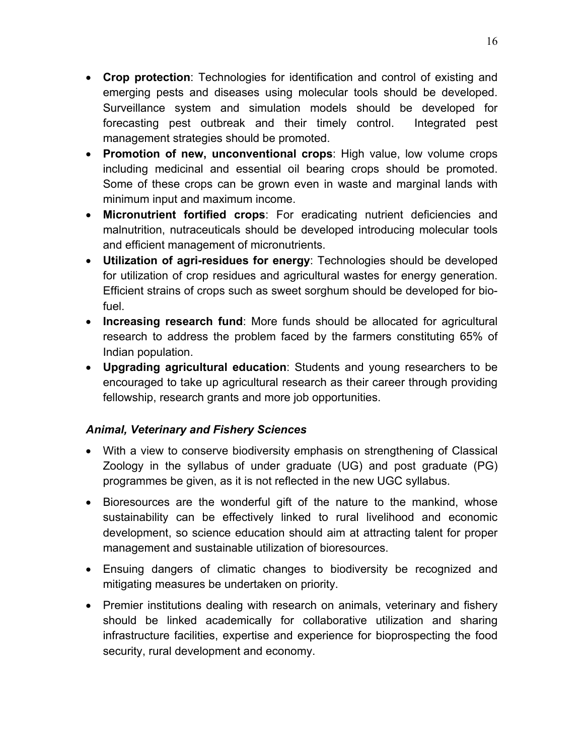- **Crop protection**: Technologies for identification and control of existing and emerging pests and diseases using molecular tools should be developed. Surveillance system and simulation models should be developed for forecasting pest outbreak and their timely control. Integrated pest management strategies should be promoted.
- **Promotion of new, unconventional crops**: High value, low volume crops including medicinal and essential oil bearing crops should be promoted. Some of these crops can be grown even in waste and marginal lands with minimum input and maximum income.
- **Micronutrient fortified crops**: For eradicating nutrient deficiencies and malnutrition, nutraceuticals should be developed introducing molecular tools and efficient management of micronutrients.
- **Utilization of agri-residues for energy**: Technologies should be developed for utilization of crop residues and agricultural wastes for energy generation. Efficient strains of crops such as sweet sorghum should be developed for bio-fuel.
- **Increasing research fund**: More funds should be allocated for agricultural research to address the problem faced by the farmers constituting 65% of Indian population.
- **Upgrading agricultural education**: Students and young researchers to be encouraged to take up agricultural research as their career through providing fellowship, research grants and more job opportunities.

### *Animal, Veterinary and Fishery Sciences*

- With a view to conserve biodiversity emphasis on strengthening of Classical Zoology in the syllabus of under graduate (UG) and post graduate (PG) programmes be given, as it is not reflected in the new UGC syllabus.
- Bioresources are the wonderful gift of the nature to the mankind, whose sustainability can be effectively linked to rural livelihood and economic development, so science education should aim at attracting talent for proper management and sustainable utilization of bioresources.
- Ensuing dangers of climatic changes to biodiversity be recognized and mitigating measures be undertaken on priority.
- Premier institutions dealing with research on animals, veterinary and fishery should be linked academically for collaborative utilization and sharing infrastructure facilities, expertise and experience for bioprospecting the food security, rural development and economy.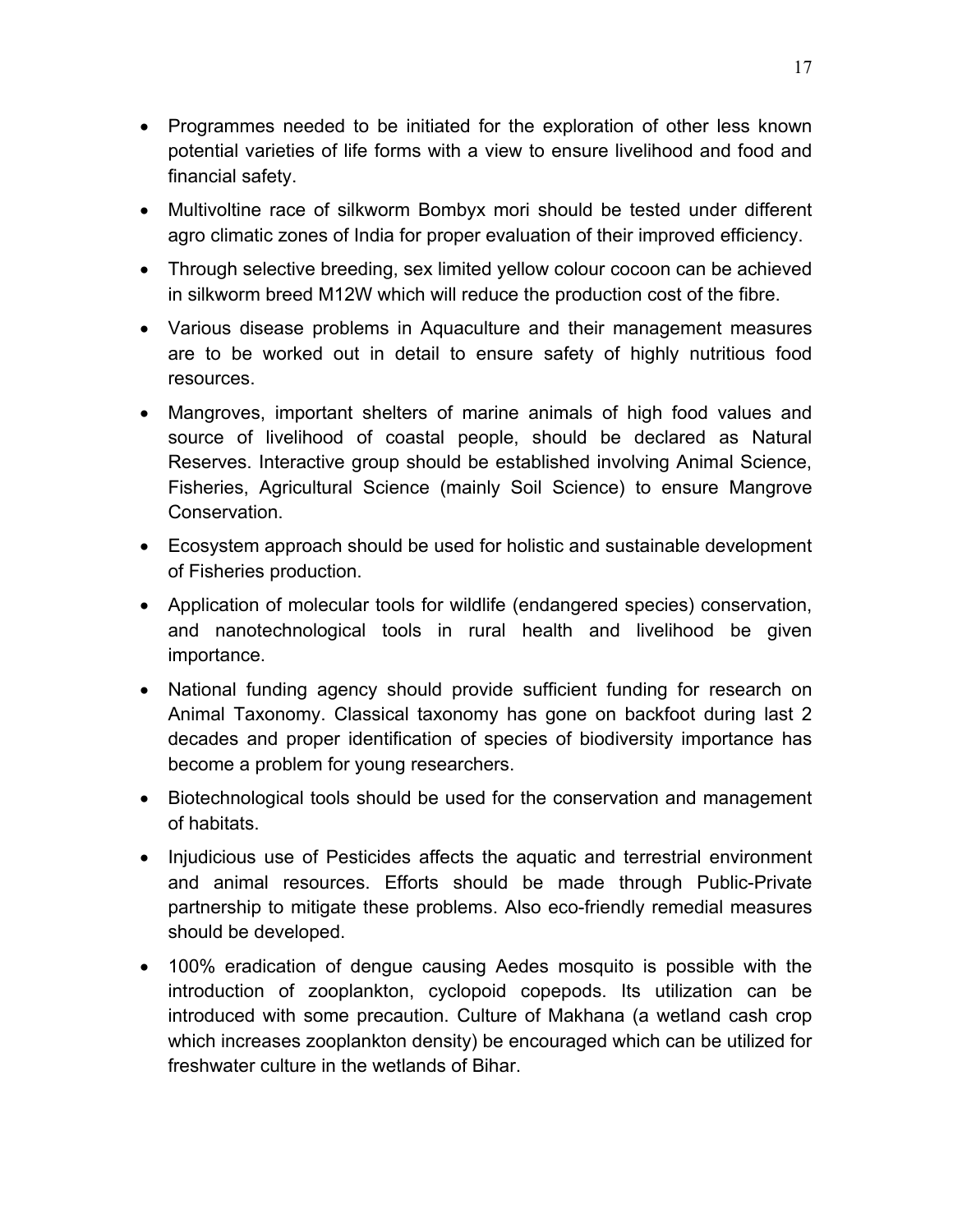- Programmes needed to be initiated for the exploration of other less known potential varieties of life forms with a view to ensure livelihood and food and financial safety.
- Multivoltine race of silkworm Bombyx mori should be tested under different agro climatic zones of India for proper evaluation of their improved efficiency.
- Through selective breeding, sex limited yellow colour cocoon can be achieved in silkworm breed M12W which will reduce the production cost of the fibre.
- Various disease problems in Aquaculture and their management measures are to be worked out in detail to ensure safety of highly nutritious food resources.
- Mangroves, important shelters of marine animals of high food values and source of livelihood of coastal people, should be declared as Natural Reserves. Interactive group should be established involving Animal Science, Fisheries, Agricultural Science (mainly Soil Science) to ensure Mangrove Conservation.
- Ecosystem approach should be used for holistic and sustainable development of Fisheries production.
- Application of molecular tools for wildlife (endangered species) conservation, and nanotechnological tools in rural health and livelihood be given importance.
- National funding agency should provide sufficient funding for research on Animal Taxonomy. Classical taxonomy has gone on backfoot during last 2 decades and proper identification of species of biodiversity importance has become a problem for young researchers.
- Biotechnological tools should be used for the conservation and management of habitats.
- Injudicious use of Pesticides affects the aquatic and terrestrial environment and animal resources. Efforts should be made through Public-Private partnership to mitigate these problems. Also eco-friendly remedial measures should be developed.
- 100% eradication of dengue causing Aedes mosquito is possible with the introduction of zooplankton, cyclopoid copepods. Its utilization can be introduced with some precaution. Culture of Makhana (a wetland cash crop which increases zooplankton density) be encouraged which can be utilized for freshwater culture in the wetlands of Bihar.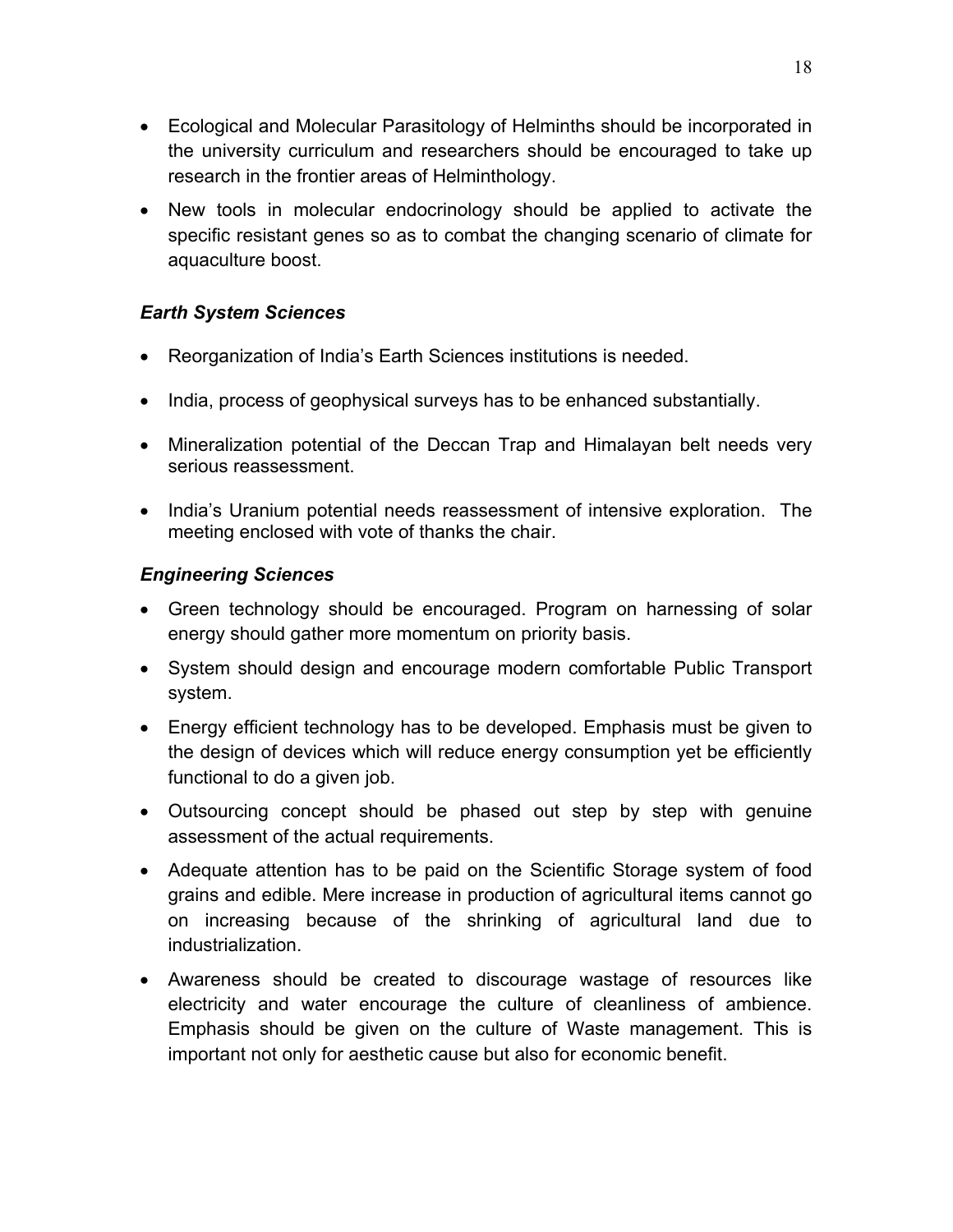- Ecological and Molecular Parasitology of Helminths should be incorporated in the university curriculum and researchers should be encouraged to take up research in the frontier areas of Helminthology.
- New tools in molecular endocrinology should be applied to activate the specific resistant genes so as to combat the changing scenario of climate for aquaculture boost.

### *Earth System Sciences*

- Reorganization of India's Earth Sciences institutions is needed.
- India, process of geophysical surveys has to be enhanced substantially.
- Mineralization potential of the Deccan Trap and Himalayan belt needs very serious reassessment.
- India's Uranium potential needs reassessment of intensive exploration. The meeting enclosed with vote of thanks the chair.

### *Engineering Sciences*

- Green technology should be encouraged. Program on harnessing of solar energy should gather more momentum on priority basis.
- System should design and encourage modern comfortable Public Transport system.
- Energy efficient technology has to be developed. Emphasis must be given to the design of devices which will reduce energy consumption yet be efficiently functional to do a given job.
- Outsourcing concept should be phased out step by step with genuine assessment of the actual requirements.
- Adequate attention has to be paid on the Scientific Storage system of food grains and edible. Mere increase in production of agricultural items cannot go on increasing because of the shrinking of agricultural land due to industrialization.
- Awareness should be created to discourage wastage of resources like electricity and water encourage the culture of cleanliness of ambience. Emphasis should be given on the culture of Waste management. This is important not only for aesthetic cause but also for economic benefit.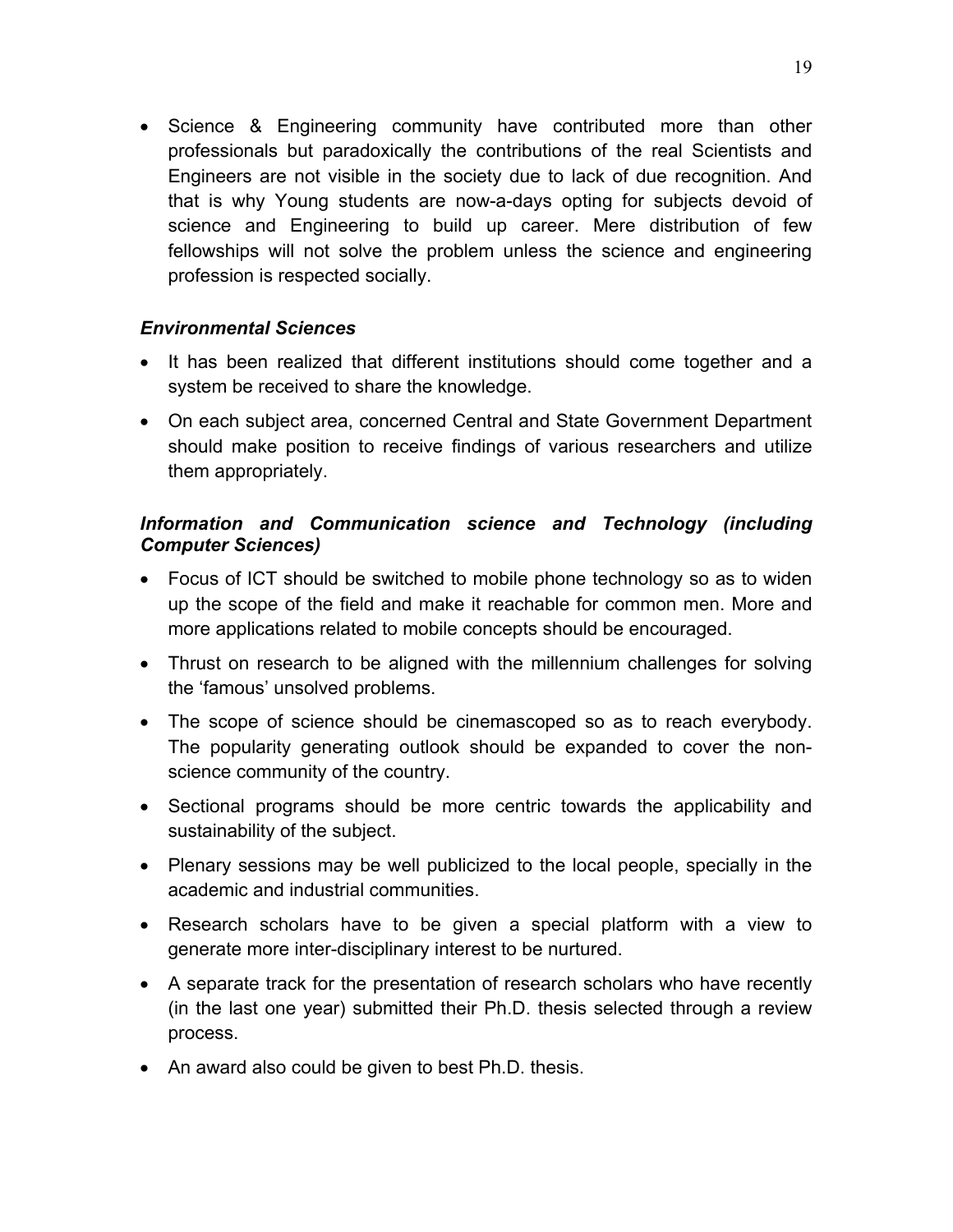- Science & Engineering community have contributed more than other professionals but paradoxically the contributions of the real Scientists and Engineers are not visible in the society due to lack of due recognition. And that is why Young students are now-a-days opting for subjects devoid of science and Engineering to build up career. Mere distribution of few fellowships will not solve the problem unless the science and engineering profession is respected socially.

### *Environmental Sciences*

- It has been realized that different institutions should come together and a system be received to share the knowledge.
- On each subject area, concerned Central and State Government Department should make position to receive findings of various researchers and utilize them appropriately.

### *Information and Communication science and Technology (including Computer Sciences)*

- Focus of ICT should be switched to mobile phone technology so as to widen up the scope of the field and make it reachable for common men. More and more applications related to mobile concepts should be encouraged.
- Thrust on research to be aligned with the millennium challenges for solving the 'famous' unsolved problems.
- The scope of science should be cinemascoped so as to reach everybody. The popularity generating outlook should be expanded to cover the non-science community of the country.
- Sectional programs should be more centric towards the applicability and sustainability of the subject.
- Plenary sessions may be well publicized to the local people, specially in the academic and industrial communities.
- Research scholars have to be given a special platform with a view to generate more inter-disciplinary interest to be nurtured.
- A separate track for the presentation of research scholars who have recently (in the last one year) submitted their Ph.D. thesis selected through a review process.
- An award also could be given to best Ph.D. thesis.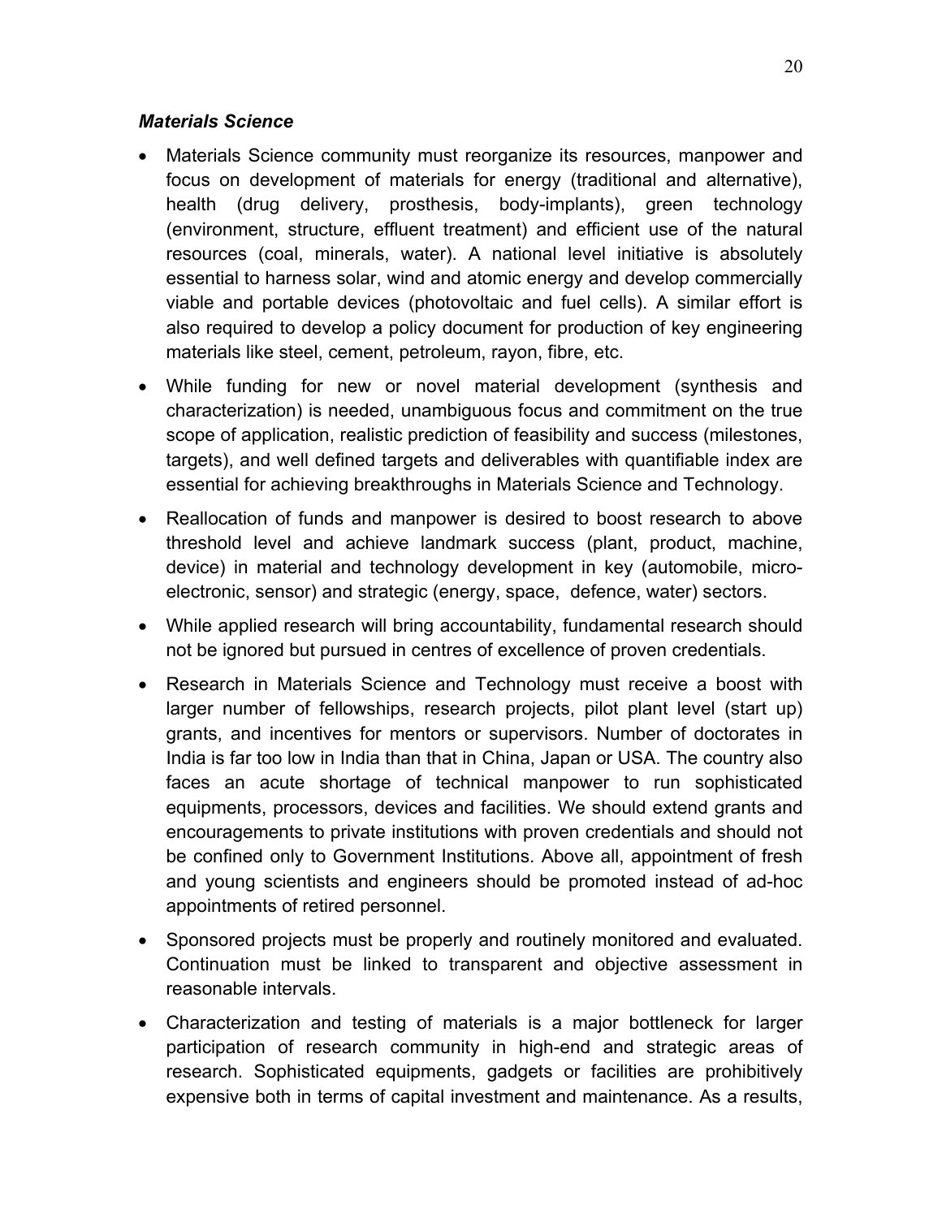***Materials Science***

- Materials Science community must reorganize its resources, manpower and focus on development of materials for energy (traditional and alternative), health (drug delivery, prosthesis, body-implants), green technology (environment, structure, effluent treatment) and efficient use of the natural resources (coal, minerals, water). A national level initiative is absolutely essential to harness solar, wind and atomic energy and develop commercially viable and portable devices (photovoltaic and fuel cells). A similar effort is also required to develop a policy document for production of key engineering materials like steel, cement, petroleum, rayon, fibre, etc.
- While funding for new or novel material development (synthesis and characterization) is needed, unambiguous focus and commitment on the true scope of application, realistic prediction of feasibility and success (milestones, targets), and well defined targets and deliverables with quantifiable index are essential for achieving breakthroughs in Materials Science and Technology.
- Reallocation of funds and manpower is desired to boost research to above threshold level and achieve landmark success (plant, product, machine, device) in material and technology development in key (automobile, micro-electronic, sensor) and strategic (energy, space, defence, water) sectors.
- While applied research will bring accountability, fundamental research should not be ignored but pursued in centres of excellence of proven credentials.
- Research in Materials Science and Technology must receive a boost with larger number of fellowships, research projects, pilot plant level (start up) grants, and incentives for mentors or supervisors. Number of doctorates in India is far too low in India than that in China, Japan or USA. The country also faces an acute shortage of technical manpower to run sophisticated equipments, processors, devices and facilities. We should extend grants and encouragements to private institutions with proven credentials and should not be confined only to Government Institutions. Above all, appointment of fresh and young scientists and engineers should be promoted instead of ad-hoc appointments of retired personnel.
- Sponsored projects must be properly and routinely monitored and evaluated. Continuation must be linked to transparent and objective assessment in reasonable intervals.
- Characterization and testing of materials is a major bottleneck for larger participation of research community in high-end and strategic areas of research. Sophisticated equipments, gadgets or facilities are prohibitively expensive both in terms of capital investment and maintenance. As a results,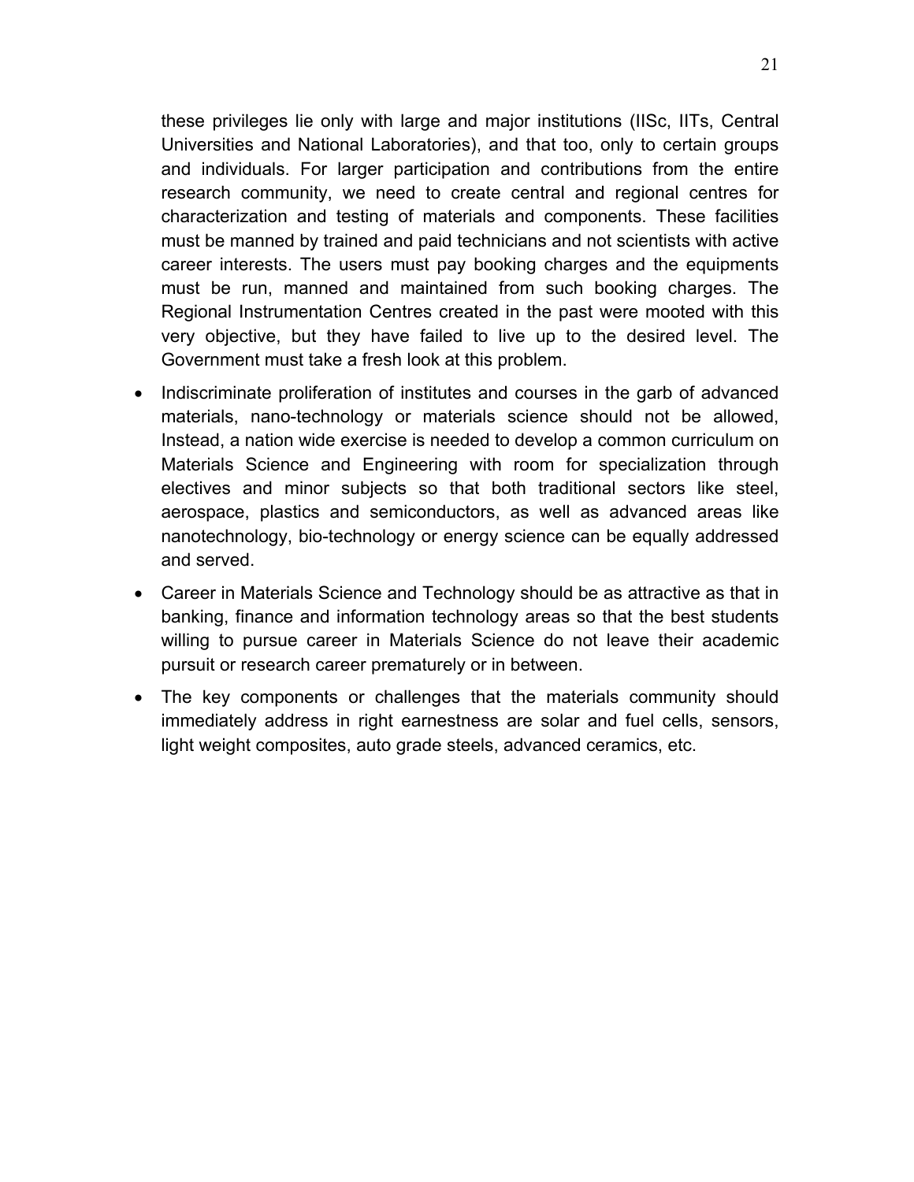these privileges lie only with large and major institutions (IISc, IITs, Central Universities and National Laboratories), and that too, only to certain groups and individuals. For larger participation and contributions from the entire research community, we need to create central and regional centres for characterization and testing of materials and components. These facilities must be manned by trained and paid technicians and not scientists with active career interests. The users must pay booking charges and the equipments must be run, manned and maintained from such booking charges. The Regional Instrumentation Centres created in the past were mooted with this very objective, but they have failed to live up to the desired level. The Government must take a fresh look at this problem.

- Indiscriminate proliferation of institutes and courses in the garb of advanced materials, nano-technology or materials science should not be allowed, Instead, a nation wide exercise is needed to develop a common curriculum on Materials Science and Engineering with room for specialization through electives and minor subjects so that both traditional sectors like steel, aerospace, plastics and semiconductors, as well as advanced areas like nanotechnology, bio-technology or energy science can be equally addressed and served.
- Career in Materials Science and Technology should be as attractive as that in banking, finance and information technology areas so that the best students willing to pursue career in Materials Science do not leave their academic pursuit or research career prematurely or in between.
- The key components or challenges that the materials community should immediately address in right earnestness are solar and fuel cells, sensors, light weight composites, auto grade steels, advanced ceramics, etc.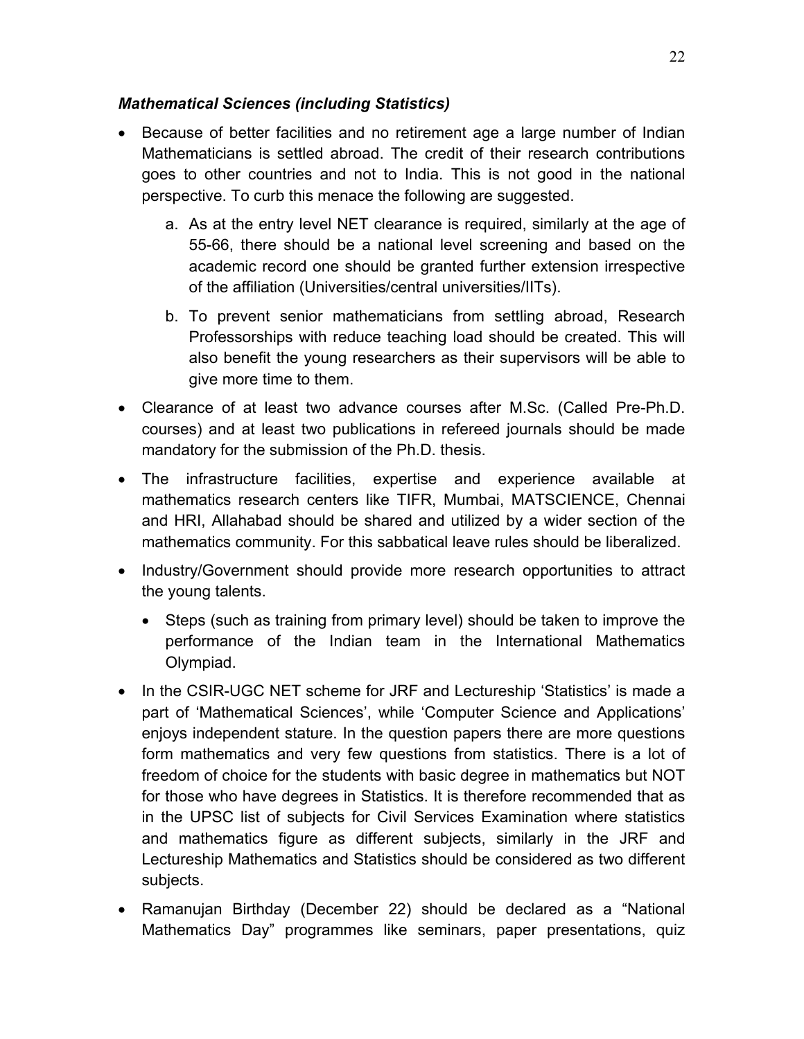### *Mathematical Sciences (including Statistics)*

- Because of better facilities and no retirement age a large number of Indian Mathematicians is settled abroad. The credit of their research contributions goes to other countries and not to India. This is not good in the national perspective. To curb this menace the following are suggested.
    a. As at the entry level NET clearance is required, similarly at the age of 55-66, there should be a national level screening and based on the academic record one should be granted further extension irrespective of the affiliation (Universities/central universities/IITs).
    b. To prevent senior mathematicians from settling abroad, Research Professorships with reduce teaching load should be created. This will also benefit the young researchers as their supervisors will be able to give more time to them.
- Clearance of at least two advance courses after M.Sc. (Called Pre-Ph.D. courses) and at least two publications in refereed journals should be made mandatory for the submission of the Ph.D. thesis.
- The infrastructure facilities, expertise and experience available at mathematics research centers like TIFR, Mumbai, MATSCIENCE, Chennai and HRI, Allahabad should be shared and utilized by a wider section of the mathematics community. For this sabbatical leave rules should be liberalized.
- Industry/Government should provide more research opportunities to attract the young talents.
    - Steps (such as training from primary level) should be taken to improve the performance of the Indian team in the International Mathematics Olympiad.
- In the CSIR-UGC NET scheme for JRF and Lectureship 'Statistics' is made a part of 'Mathematical Sciences', while 'Computer Science and Applications' enjoys independent stature. In the question papers there are more questions form mathematics and very few questions from statistics. There is a lot of freedom of choice for the students with basic degree in mathematics but NOT for those who have degrees in Statistics. It is therefore recommended that as in the UPSC list of subjects for Civil Services Examination where statistics and mathematics figure as different subjects, similarly in the JRF and Lectureship Mathematics and Statistics should be considered as two different subjects.
- Ramanujan Birthday (December 22) should be declared as a "National Mathematics Day" programmes like seminars, paper presentations, quiz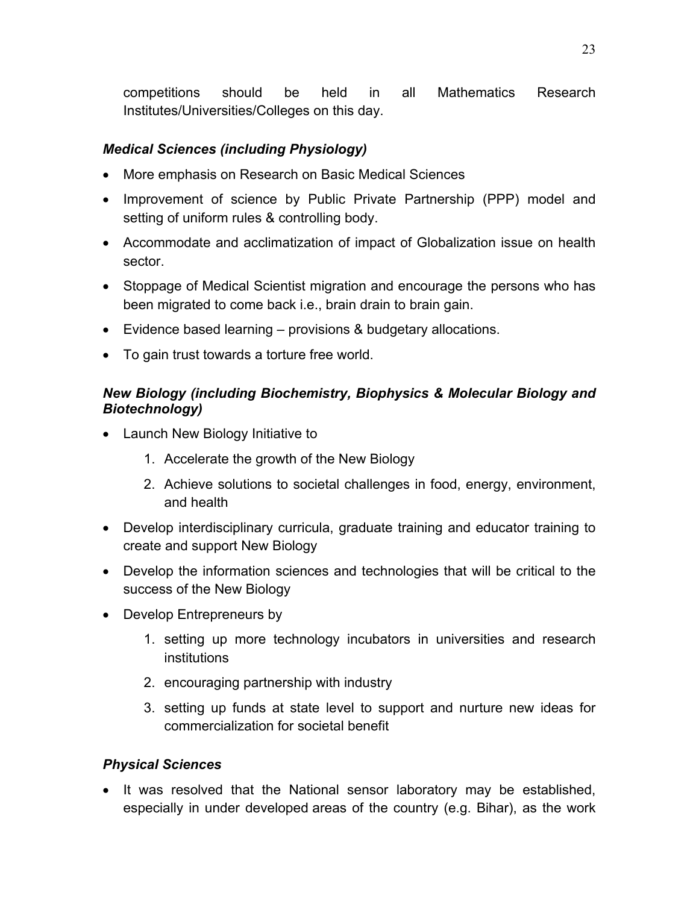competitions should be held in all Mathematics Research Institutes/Universities/Colleges on this day.

### *Medical Sciences (including Physiology)*

- More emphasis on Research on Basic Medical Sciences
- Improvement of science by Public Private Partnership (PPP) model and setting of uniform rules & controlling body.
- Accommodate and acclimatization of impact of Globalization issue on health sector.
- Stoppage of Medical Scientist migration and encourage the persons who has been migrated to come back i.e., brain drain to brain gain.
- Evidence based learning – provisions & budgetary allocations.
- To gain trust towards a torture free world.

### *New Biology (including Biochemistry, Biophysics & Molecular Biology and Biotechnology)*

- Launch New Biology Initiative to
    1. Accelerate the growth of the New Biology
    2. Achieve solutions to societal challenges in food, energy, environment, and health
- Develop interdisciplinary curricula, graduate training and educator training to create and support New Biology
- Develop the information sciences and technologies that will be critical to the success of the New Biology
- Develop Entrepreneurs by
    1. setting up more technology incubators in universities and research institutions
    2. encouraging partnership with industry
    3. setting up funds at state level to support and nurture new ideas for commercialization for societal benefit

### *Physical Sciences*

- It was resolved that the National sensor laboratory may be established, especially in under developed areas of the country (e.g. Bihar), as the work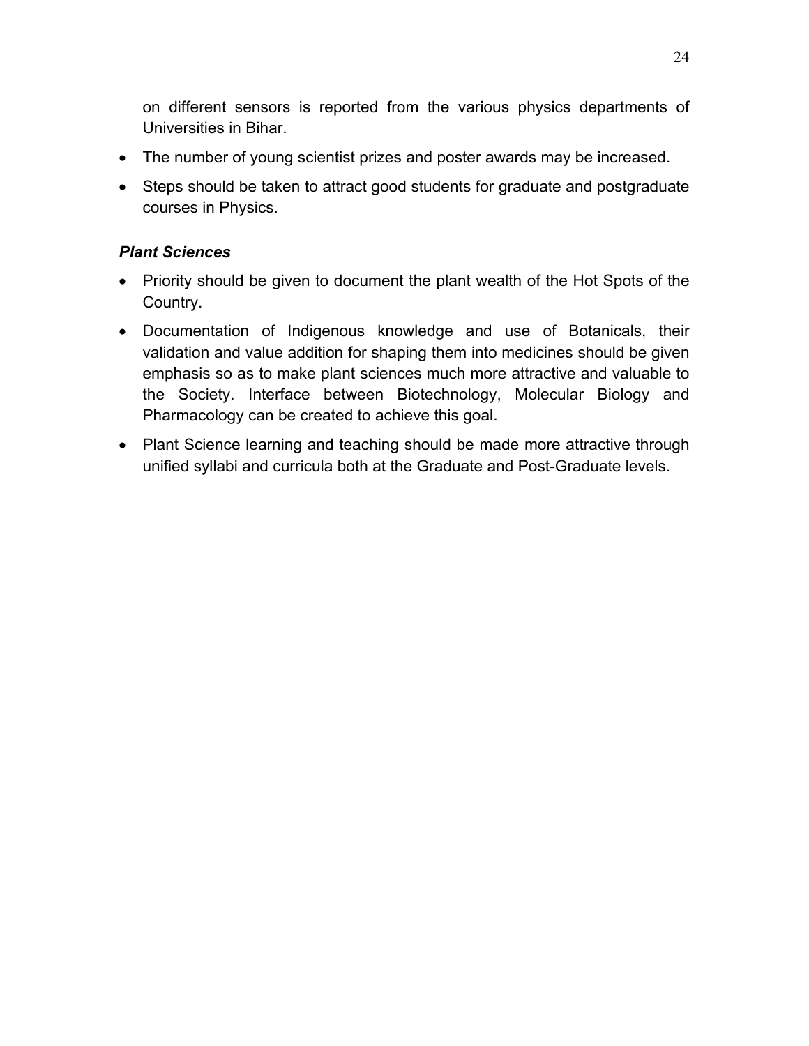on different sensors is reported from the various physics departments of Universities in Bihar.

- The number of young scientist prizes and poster awards may be increased.
- Steps should be taken to attract good students for graduate and postgraduate courses in Physics.

***Plant Sciences***

- Priority should be given to document the plant wealth of the Hot Spots of the Country.
- Documentation of Indigenous knowledge and use of Botanicals, their validation and value addition for shaping them into medicines should be given emphasis so as to make plant sciences much more attractive and valuable to the Society. Interface between Biotechnology, Molecular Biology and Pharmacology can be created to achieve this goal.
- Plant Science learning and teaching should be made more attractive through unified syllabi and curricula both at the Graduate and Post-Graduate levels.